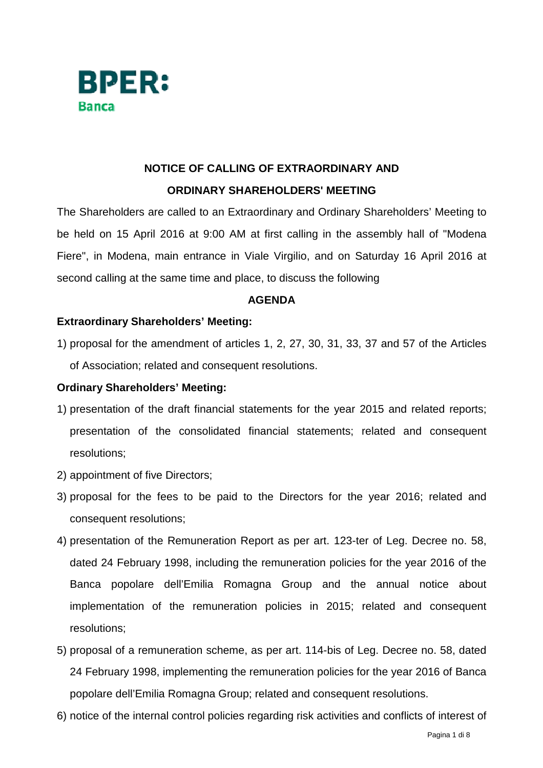**BPER:**
**Banca**

## NOTICE OF CALLING OF EXTRAORDINARY AND ORDINARY SHAREHOLDERS' MEETING

The Shareholders are called to an Extraordinary and Ordinary Shareholders' Meeting to be held on 15 April 2016 at 9:00 AM at first calling in the assembly hall of "Modena Fiere", in Modena, main entrance in Viale Virgilio, and on Saturday 16 April 2016 at second calling at the same time and place, to discuss the following

### AGENDA

**Extraordinary Shareholders' Meeting:**

1) proposal for the amendment of articles 1, 2, 27, 30, 31, 33, 37 and 57 of the Articles of Association; related and consequent resolutions.

**Ordinary Shareholders' Meeting:**

1) presentation of the draft financial statements for the year 2015 and related reports; presentation of the consolidated financial statements; related and consequent resolutions;
2) appointment of five Directors;
3) proposal for the fees to be paid to the Directors for the year 2016; related and consequent resolutions;
4) presentation of the Remuneration Report as per art. 123-ter of Leg. Decree no. 58, dated 24 February 1998, including the remuneration policies for the year 2016 of the Banca popolare dell'Emilia Romagna Group and the annual notice about implementation of the remuneration policies in 2015; related and consequent resolutions;
5) proposal of a remuneration scheme, as per art. 114-bis of Leg. Decree no. 58, dated 24 February 1998, implementing the remuneration policies for the year 2016 of Banca popolare dell'Emilia Romagna Group; related and consequent resolutions.
6) notice of the internal control policies regarding risk activities and conflicts of interest of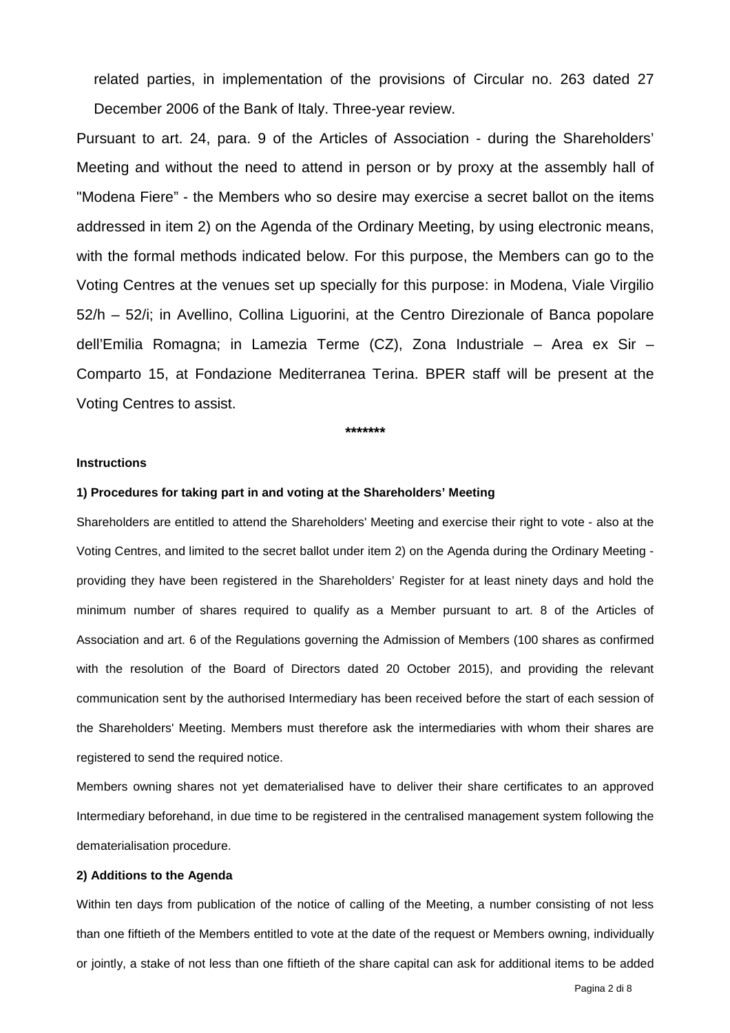related parties, in implementation of the provisions of Circular no. 263 dated 27 December 2006 of the Bank of Italy. Three-year review.

Pursuant to art. 24, para. 9 of the Articles of Association - during the Shareholders' Meeting and without the need to attend in person or by proxy at the assembly hall of "Modena Fiere" - the Members who so desire may exercise a secret ballot on the items addressed in item 2) on the Agenda of the Ordinary Meeting, by using electronic means, with the formal methods indicated below. For this purpose, the Members can go to the Voting Centres at the venues set up specially for this purpose: in Modena, Viale Virgilio 52/h – 52/i; in Avellino, Collina Liguorini, at the Centro Direzionale of Banca popolare dell'Emilia Romagna; in Lamezia Terme (CZ), Zona Industriale – Area ex Sir – Comparto 15, at Fondazione Mediterranea Terina. BPER staff will be present at the Voting Centres to assist.

*******

**Instructions**

**1) Procedures for taking part in and voting at the Shareholders' Meeting**

Shareholders are entitled to attend the Shareholders' Meeting and exercise their right to vote - also at the Voting Centres, and limited to the secret ballot under item 2) on the Agenda during the Ordinary Meeting - providing they have been registered in the Shareholders' Register for at least ninety days and hold the minimum number of shares required to qualify as a Member pursuant to art. 8 of the Articles of Association and art. 6 of the Regulations governing the Admission of Members (100 shares as confirmed with the resolution of the Board of Directors dated 20 October 2015), and providing the relevant communication sent by the authorised Intermediary has been received before the start of each session of the Shareholders' Meeting. Members must therefore ask the intermediaries with whom their shares are registered to send the required notice.

Members owning shares not yet dematerialised have to deliver their share certificates to an approved Intermediary beforehand, in due time to be registered in the centralised management system following the dematerialisation procedure.

**2) Additions to the Agenda**

Within ten days from publication of the notice of calling of the Meeting, a number consisting of not less than one fiftieth of the Members entitled to vote at the date of the request or Members owning, individually or jointly, a stake of not less than one fiftieth of the share capital can ask for additional items to be added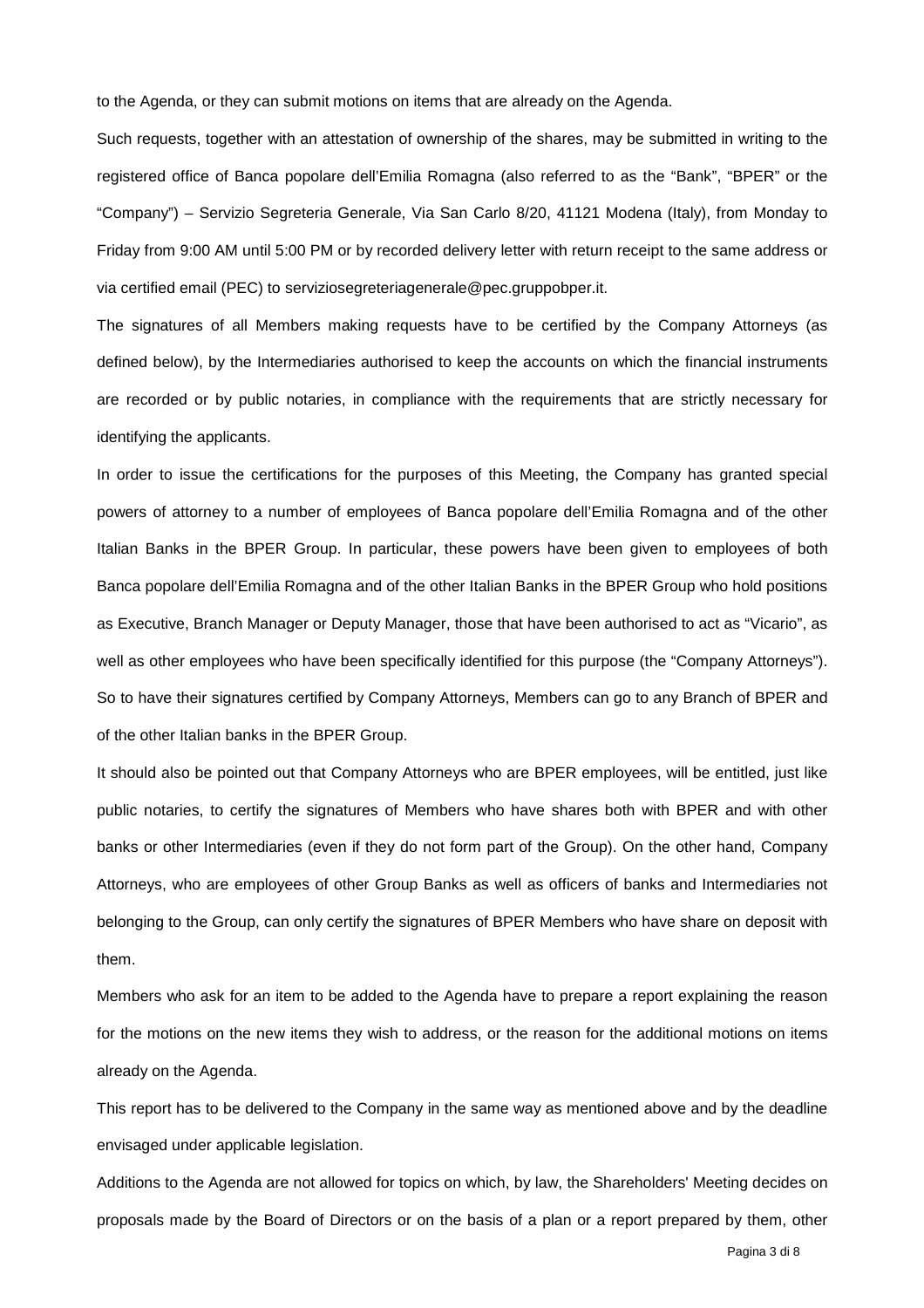to the Agenda, or they can submit motions on items that are already on the Agenda.

Such requests, together with an attestation of ownership of the shares, may be submitted in writing to the registered office of Banca popolare dell'Emilia Romagna (also referred to as the "Bank", "BPER" or the "Company") – Servizio Segreteria Generale, Via San Carlo 8/20, 41121 Modena (Italy), from Monday to Friday from 9:00 AM until 5:00 PM or by recorded delivery letter with return receipt to the same address or via certified email (PEC) to serviziosegreteriagenerale@pec.gruppobper.it.

The signatures of all Members making requests have to be certified by the Company Attorneys (as defined below), by the Intermediaries authorised to keep the accounts on which the financial instruments are recorded or by public notaries, in compliance with the requirements that are strictly necessary for identifying the applicants.

In order to issue the certifications for the purposes of this Meeting, the Company has granted special powers of attorney to a number of employees of Banca popolare dell'Emilia Romagna and of the other Italian Banks in the BPER Group. In particular, these powers have been given to employees of both Banca popolare dell'Emilia Romagna and of the other Italian Banks in the BPER Group who hold positions as Executive, Branch Manager or Deputy Manager, those that have been authorised to act as "Vicario", as well as other employees who have been specifically identified for this purpose (the "Company Attorneys"). So to have their signatures certified by Company Attorneys, Members can go to any Branch of BPER and of the other Italian banks in the BPER Group.

It should also be pointed out that Company Attorneys who are BPER employees, will be entitled, just like public notaries, to certify the signatures of Members who have shares both with BPER and with other banks or other Intermediaries (even if they do not form part of the Group). On the other hand, Company Attorneys, who are employees of other Group Banks as well as officers of banks and Intermediaries not belonging to the Group, can only certify the signatures of BPER Members who have share on deposit with them.

Members who ask for an item to be added to the Agenda have to prepare a report explaining the reason for the motions on the new items they wish to address, or the reason for the additional motions on items already on the Agenda.

This report has to be delivered to the Company in the same way as mentioned above and by the deadline envisaged under applicable legislation.

Additions to the Agenda are not allowed for topics on which, by law, the Shareholders' Meeting decides on proposals made by the Board of Directors or on the basis of a plan or a report prepared by them, other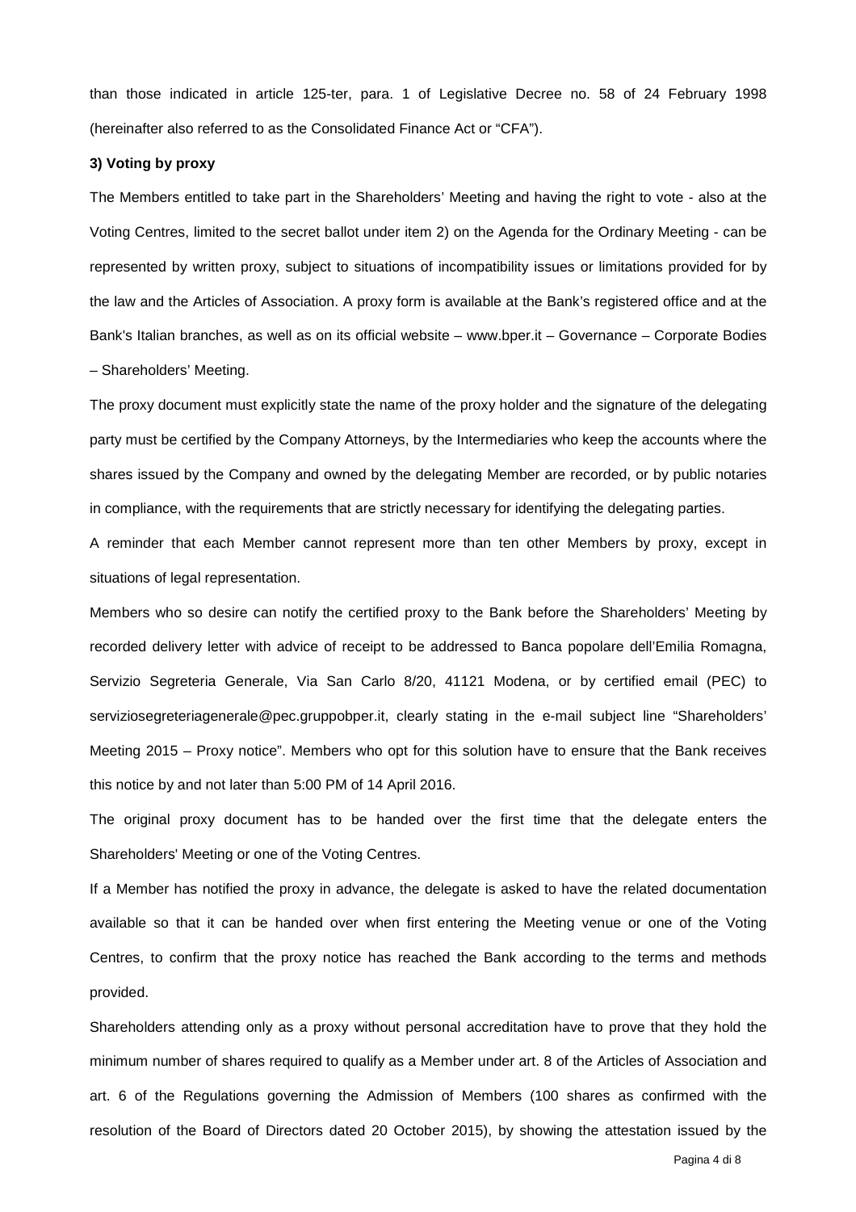than those indicated in article 125-ter, para. 1 of Legislative Decree no. 58 of 24 February 1998 (hereinafter also referred to as the Consolidated Finance Act or "CFA").

**3) Voting by proxy**

The Members entitled to take part in the Shareholders' Meeting and having the right to vote - also at the Voting Centres, limited to the secret ballot under item 2) on the Agenda for the Ordinary Meeting - can be represented by written proxy, subject to situations of incompatibility issues or limitations provided for by the law and the Articles of Association. A proxy form is available at the Bank's registered office and at the Bank's Italian branches, as well as on its official website – www.bper.it – Governance – Corporate Bodies – Shareholders' Meeting.

The proxy document must explicitly state the name of the proxy holder and the signature of the delegating party must be certified by the Company Attorneys, by the Intermediaries who keep the accounts where the shares issued by the Company and owned by the delegating Member are recorded, or by public notaries in compliance, with the requirements that are strictly necessary for identifying the delegating parties.

A reminder that each Member cannot represent more than ten other Members by proxy, except in situations of legal representation.

Members who so desire can notify the certified proxy to the Bank before the Shareholders' Meeting by recorded delivery letter with advice of receipt to be addressed to Banca popolare dell'Emilia Romagna, Servizio Segreteria Generale, Via San Carlo 8/20, 41121 Modena, or by certified email (PEC) to serviziosegreteriagenerale@pec.gruppobper.it, clearly stating in the e-mail subject line "Shareholders' Meeting 2015 – Proxy notice". Members who opt for this solution have to ensure that the Bank receives this notice by and not later than 5:00 PM of 14 April 2016.

The original proxy document has to be handed over the first time that the delegate enters the Shareholders' Meeting or one of the Voting Centres.

If a Member has notified the proxy in advance, the delegate is asked to have the related documentation available so that it can be handed over when first entering the Meeting venue or one of the Voting Centres, to confirm that the proxy notice has reached the Bank according to the terms and methods provided.

Shareholders attending only as a proxy without personal accreditation have to prove that they hold the minimum number of shares required to qualify as a Member under art. 8 of the Articles of Association and art. 6 of the Regulations governing the Admission of Members (100 shares as confirmed with the resolution of the Board of Directors dated 20 October 2015), by showing the attestation issued by the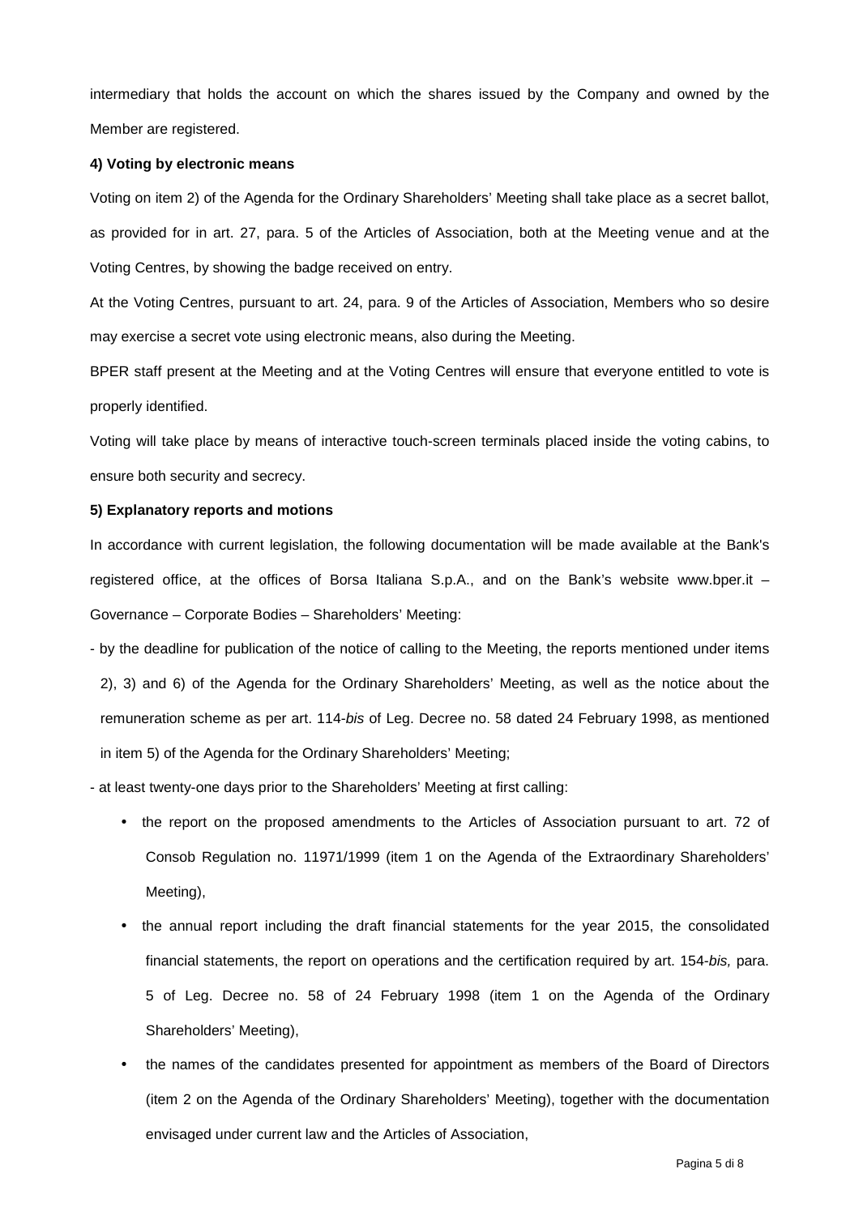intermediary that holds the account on which the shares issued by the Company and owned by the Member are registered.

**4) Voting by electronic means**

Voting on item 2) of the Agenda for the Ordinary Shareholders' Meeting shall take place as a secret ballot, as provided for in art. 27, para. 5 of the Articles of Association, both at the Meeting venue and at the Voting Centres, by showing the badge received on entry.

At the Voting Centres, pursuant to art. 24, para. 9 of the Articles of Association, Members who so desire may exercise a secret vote using electronic means, also during the Meeting.

BPER staff present at the Meeting and at the Voting Centres will ensure that everyone entitled to vote is properly identified.

Voting will take place by means of interactive touch-screen terminals placed inside the voting cabins, to ensure both security and secrecy.

**5) Explanatory reports and motions**

In accordance with current legislation, the following documentation will be made available at the Bank's registered office, at the offices of Borsa Italiana S.p.A., and on the Bank's website www.bper.it – Governance – Corporate Bodies – Shareholders' Meeting:

- by the deadline for publication of the notice of calling to the Meeting, the reports mentioned under items 2), 3) and 6) of the Agenda for the Ordinary Shareholders' Meeting, as well as the notice about the remuneration scheme as per art. 114-*bis* of Leg. Decree no. 58 dated 24 February 1998, as mentioned in item 5) of the Agenda for the Ordinary Shareholders' Meeting;
- at least twenty-one days prior to the Shareholders' Meeting at first calling:
  - the report on the proposed amendments to the Articles of Association pursuant to art. 72 of Consob Regulation no. 11971/1999 (item 1 on the Agenda of the Extraordinary Shareholders' Meeting),
  - the annual report including the draft financial statements for the year 2015, the consolidated financial statements, the report on operations and the certification required by art. 154-*bis,* para. 5 of Leg. Decree no. 58 of 24 February 1998 (item 1 on the Agenda of the Ordinary Shareholders' Meeting),
  - the names of the candidates presented for appointment as members of the Board of Directors (item 2 on the Agenda of the Ordinary Shareholders' Meeting), together with the documentation envisaged under current law and the Articles of Association,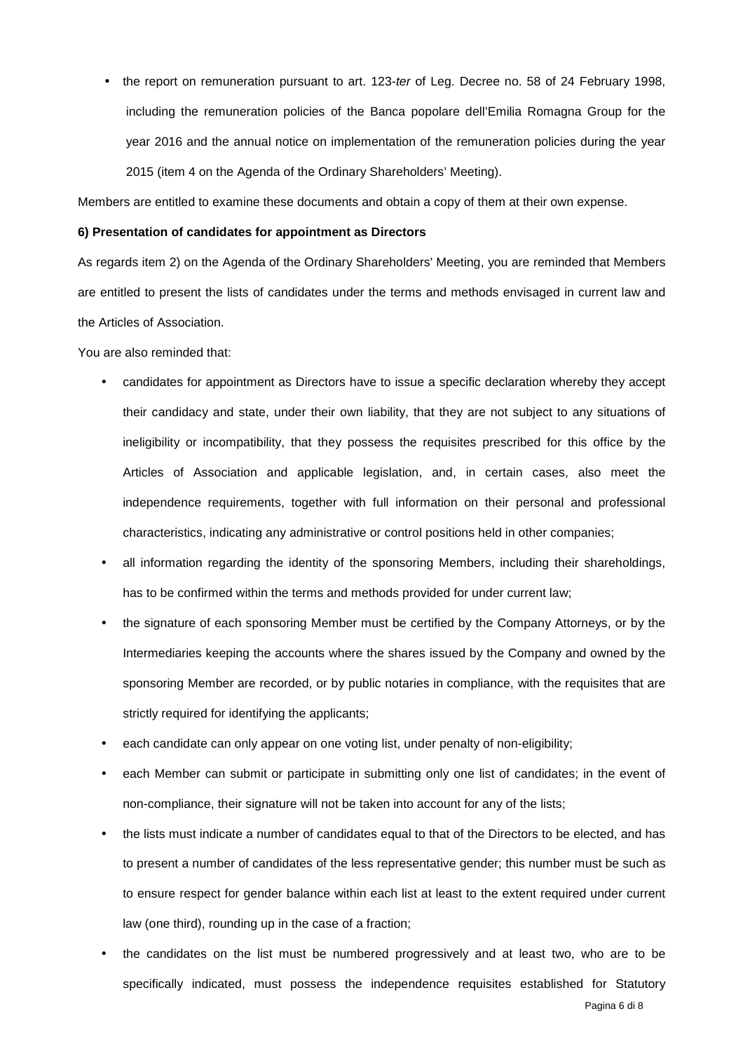- the report on remuneration pursuant to art. 123-*ter* of Leg. Decree no. 58 of 24 February 1998, including the remuneration policies of the Banca popolare dell'Emilia Romagna Group for the year 2016 and the annual notice on implementation of the remuneration policies during the year 2015 (item 4 on the Agenda of the Ordinary Shareholders' Meeting).

Members are entitled to examine these documents and obtain a copy of them at their own expense.

**6) Presentation of candidates for appointment as Directors**

As regards item 2) on the Agenda of the Ordinary Shareholders' Meeting, you are reminded that Members are entitled to present the lists of candidates under the terms and methods envisaged in current law and the Articles of Association.

You are also reminded that:

- candidates for appointment as Directors have to issue a specific declaration whereby they accept their candidacy and state, under their own liability, that they are not subject to any situations of ineligibility or incompatibility, that they possess the requisites prescribed for this office by the Articles of Association and applicable legislation, and, in certain cases, also meet the independence requirements, together with full information on their personal and professional characteristics, indicating any administrative or control positions held in other companies;
- all information regarding the identity of the sponsoring Members, including their shareholdings, has to be confirmed within the terms and methods provided for under current law;
- the signature of each sponsoring Member must be certified by the Company Attorneys, or by the Intermediaries keeping the accounts where the shares issued by the Company and owned by the sponsoring Member are recorded, or by public notaries in compliance, with the requisites that are strictly required for identifying the applicants;
- each candidate can only appear on one voting list, under penalty of non-eligibility;
- each Member can submit or participate in submitting only one list of candidates; in the event of non-compliance, their signature will not be taken into account for any of the lists;
- the lists must indicate a number of candidates equal to that of the Directors to be elected, and has to present a number of candidates of the less representative gender; this number must be such as to ensure respect for gender balance within each list at least to the extent required under current law (one third), rounding up in the case of a fraction;
- the candidates on the list must be numbered progressively and at least two, who are to be specifically indicated, must possess the independence requisites established for Statutory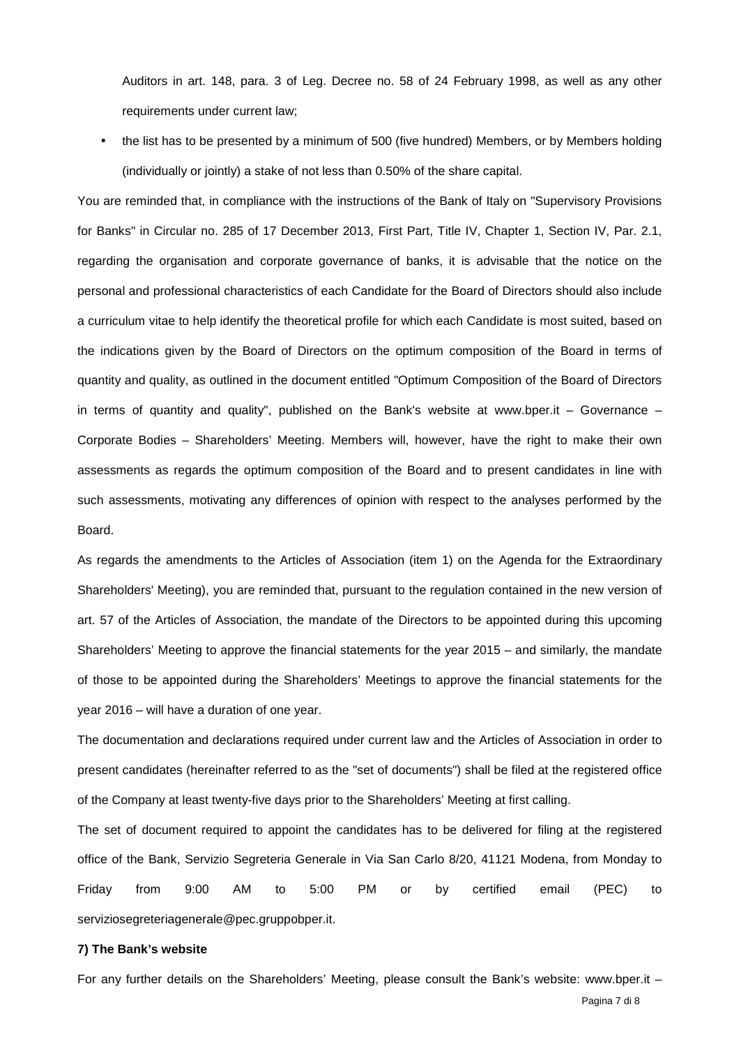Auditors in art. 148, para. 3 of Leg. Decree no. 58 of 24 February 1998, as well as any other requirements under current law;

- the list has to be presented by a minimum of 500 (five hundred) Members, or by Members holding (individually or jointly) a stake of not less than 0.50% of the share capital.

You are reminded that, in compliance with the instructions of the Bank of Italy on "Supervisory Provisions for Banks" in Circular no. 285 of 17 December 2013, First Part, Title IV, Chapter 1, Section IV, Par. 2.1, regarding the organisation and corporate governance of banks, it is advisable that the notice on the personal and professional characteristics of each Candidate for the Board of Directors should also include a curriculum vitae to help identify the theoretical profile for which each Candidate is most suited, based on the indications given by the Board of Directors on the optimum composition of the Board in terms of quantity and quality, as outlined in the document entitled "Optimum Composition of the Board of Directors in terms of quantity and quality", published on the Bank's website at www.bper.it – Governance – Corporate Bodies – Shareholders' Meeting. Members will, however, have the right to make their own assessments as regards the optimum composition of the Board and to present candidates in line with such assessments, motivating any differences of opinion with respect to the analyses performed by the Board.

As regards the amendments to the Articles of Association (item 1) on the Agenda for the Extraordinary Shareholders' Meeting), you are reminded that, pursuant to the regulation contained in the new version of art. 57 of the Articles of Association, the mandate of the Directors to be appointed during this upcoming Shareholders' Meeting to approve the financial statements for the year 2015 – and similarly, the mandate of those to be appointed during the Shareholders' Meetings to approve the financial statements for the year 2016 – will have a duration of one year.

The documentation and declarations required under current law and the Articles of Association in order to present candidates (hereinafter referred to as the "set of documents") shall be filed at the registered office of the Company at least twenty-five days prior to the Shareholders' Meeting at first calling.

The set of document required to appoint the candidates has to be delivered for filing at the registered office of the Bank, Servizio Segreteria Generale in Via San Carlo 8/20, 41121 Modena, from Monday to Friday from 9:00 AM to 5:00 PM or by certified email (PEC) to serviziosegreteriagenerale@pec.gruppobper.it.

**7) The Bank's website**

For any further details on the Shareholders' Meeting, please consult the Bank's website: www.bper.it –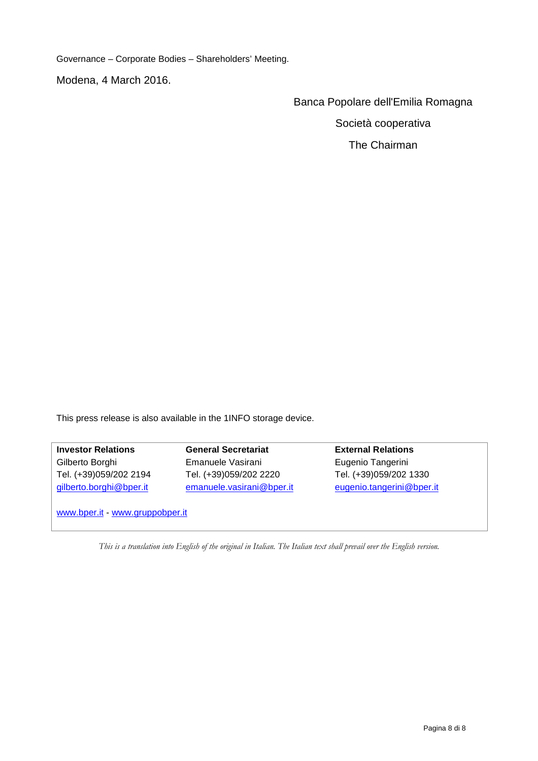Governance – Corporate Bodies – Shareholders' Meeting.

Modena, 4 March 2016.

Banca Popolare dell'Emilia Romagna

Società cooperativa

The Chairman

This press release is also available in the 1INFO storage device.

| **Investor Relations** | **General Secretariat** | **External Relations** |
| --- | --- | --- |
| Gilberto Borghi | Emanuele Vasirani | Eugenio Tangerini |
| Tel. (+39)059/202 2194 | Tel. (+39)059/202 2220 | Tel. (+39)059/202 1330 |
| gilberto.borghi@bper.it | emanuele.vasirani@bper.it | eugenio.tangerini@bper.it |

www.bper.it - www.gruppobper.it

*This is a translation into English of the original in Italian. The Italian text shall prevail over the English version.*